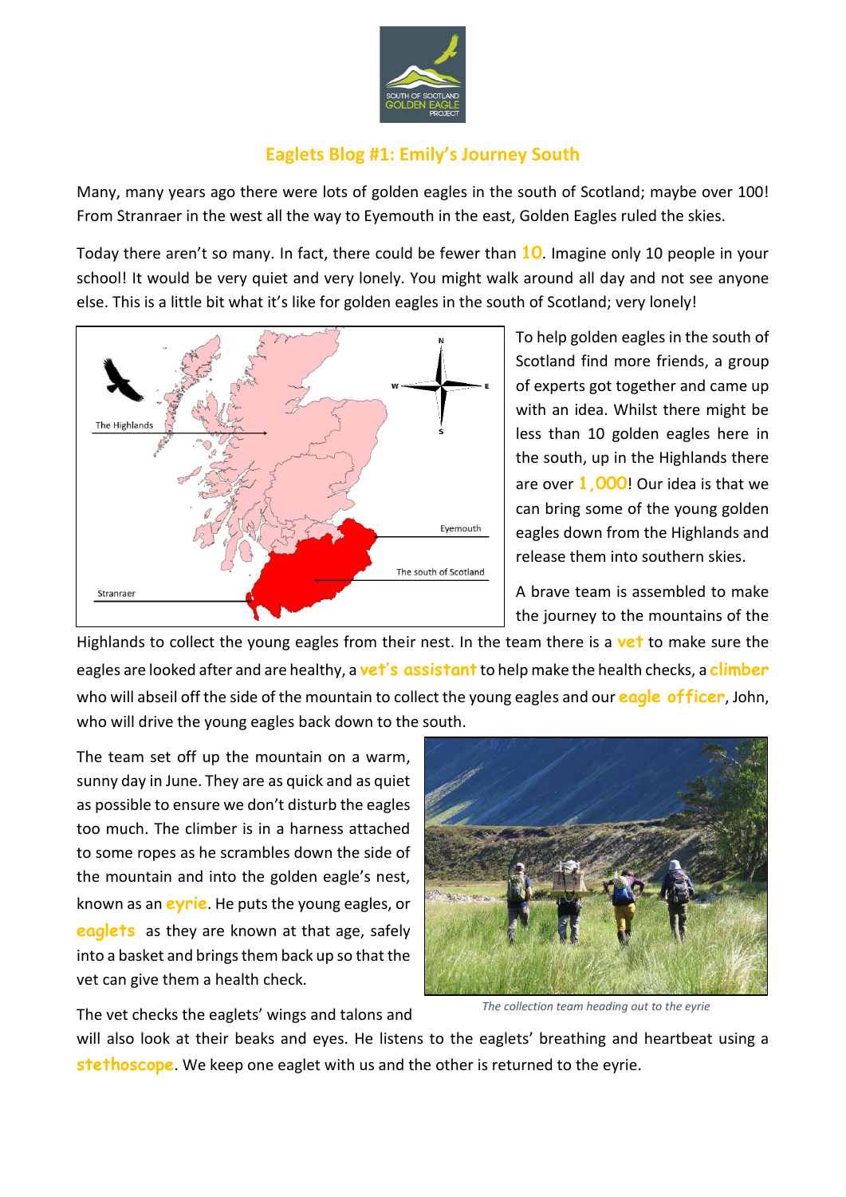# Eaglets Blog #1: Emily's Journey South

Many, many years ago there were lots of golden eagles in the south of Scotland; maybe over 100! From Stranraer in the west all the way to Eyemouth in the east, Golden Eagles ruled the skies.

Today there aren't so many. In fact, there could be fewer than **10**. Imagine only 10 people in your school! It would be very quiet and very lonely. You might walk around all day and not see anyone else. This is a little bit what it's like for golden eagles in the south of Scotland; very lonely!

To help golden eagles in the south of Scotland find more friends, a group of experts got together and came up with an idea. Whilst there might be less than 10 golden eagles here in the south, up in the Highlands there are over **1,000**! Our idea is that we can bring some of the young golden eagles down from the Highlands and release them into southern skies.

A brave team is assembled to make the journey to the mountains of the Highlands to collect the young eagles from their nest. In the team there is a **vet** to make sure the eagles are looked after and are healthy, a **vet's assistant** to help make the health checks, a **climber** who will abseil off the side of the mountain to collect the young eagles and our **eagle officer**, John, who will drive the young eagles back down to the south.

The team set off up the mountain on a warm, sunny day in June. They are as quick and as quiet as possible to ensure we don't disturb the eagles too much. The climber is in a harness attached to some ropes as he scrambles down the side of the mountain and into the golden eagle's nest, known as an **eyrie**. He puts the young eagles, or **eaglets** as they are known at that age, safely into a basket and brings them back up so that the vet can give them a health check.

*The collection team heading out to the eyrie*

The vet checks the eaglets' wings and talons and will also look at their beaks and eyes. He listens to the eaglets' breathing and heartbeat using a **stethoscope**. We keep one eaglet with us and the other is returned to the eyrie.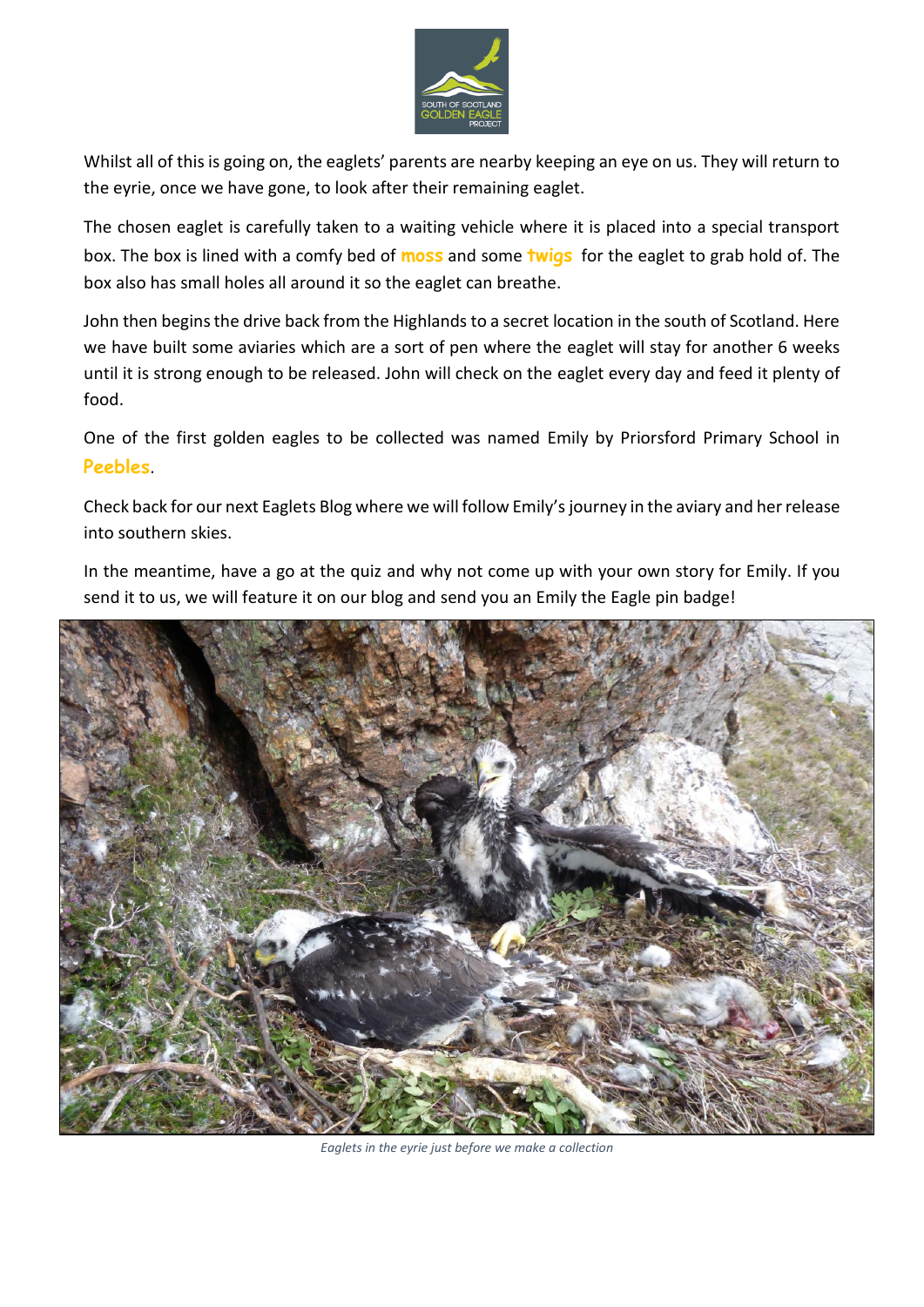Whilst all of this is going on, the eaglets' parents are nearby keeping an eye on us. They will return to the eyrie, once we have gone, to look after their remaining eaglet.

The chosen eaglet is carefully taken to a waiting vehicle where it is placed into a special transport box. The box is lined with a comfy bed of **moss** and some **twigs** for the eaglet to grab hold of. The box also has small holes all around it so the eaglet can breathe.

John then begins the drive back from the Highlands to a secret location in the south of Scotland. Here we have built some aviaries which are a sort of pen where the eaglet will stay for another 6 weeks until it is strong enough to be released. John will check on the eaglet every day and feed it plenty of food.

One of the first golden eagles to be collected was named Emily by Priorsford Primary School in **Peebles**.

Check back for our next Eaglets Blog where we will follow Emily's journey in the aviary and her release into southern skies.

In the meantime, have a go at the quiz and why not come up with your own story for Emily. If you send it to us, we will feature it on our blog and send you an Emily the Eagle pin badge!

*Eaglets in the eyrie just before we make a collection*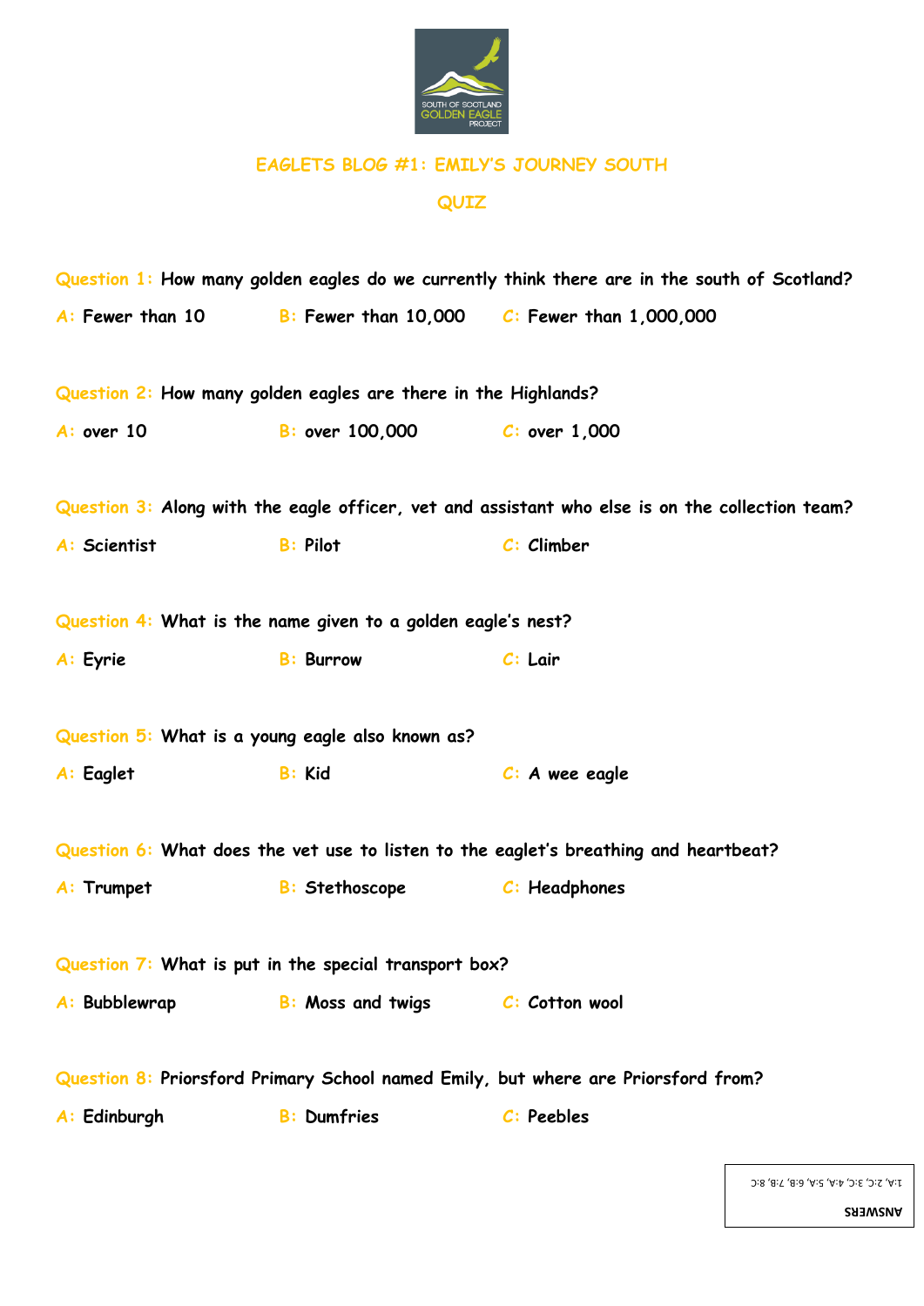SOUTH OF SCOTLAND GOLDEN EAGLE PROJECT

# EAGLETS BLOG #1: EMILY'S JOURNEY SOUTH

## QUIZ

**Question 1:** How many golden eagles do we currently think there are in the south of Scotland?

A: Fewer than 10 B: Fewer than 10,000 C: Fewer than 1,000,000

**Question 2:** How many golden eagles are there in the Highlands?

A: over 10 B: over 100,000 C: over 1,000

**Question 3:** Along with the eagle officer, vet and assistant who else is on the collection team?

A: Scientist B: Pilot C: Climber

**Question 4:** What is the name given to a golden eagle's nest?

A: Eyrie B: Burrow C: Lair

**Question 5:** What is a young eagle also known as?

A: Eaglet B: Kid C: A wee eagle

**Question 6:** What does the vet use to listen to the eaglet's breathing and heartbeat?

A: Trumpet B: Stethoscope C: Headphones

**Question 7:** What is put in the special transport box?

A: Bubblewrap B: Moss and twigs C: Cotton wool

**Question 8:** Priorsford Primary School named Emily, but where are Priorsford from?

A: Edinburgh B: Dumfries C: Peebles

**ANSWERS**

1:A, 2:C, 3:C, 4:A, 5:A, 6:B, 7:B, 8:C